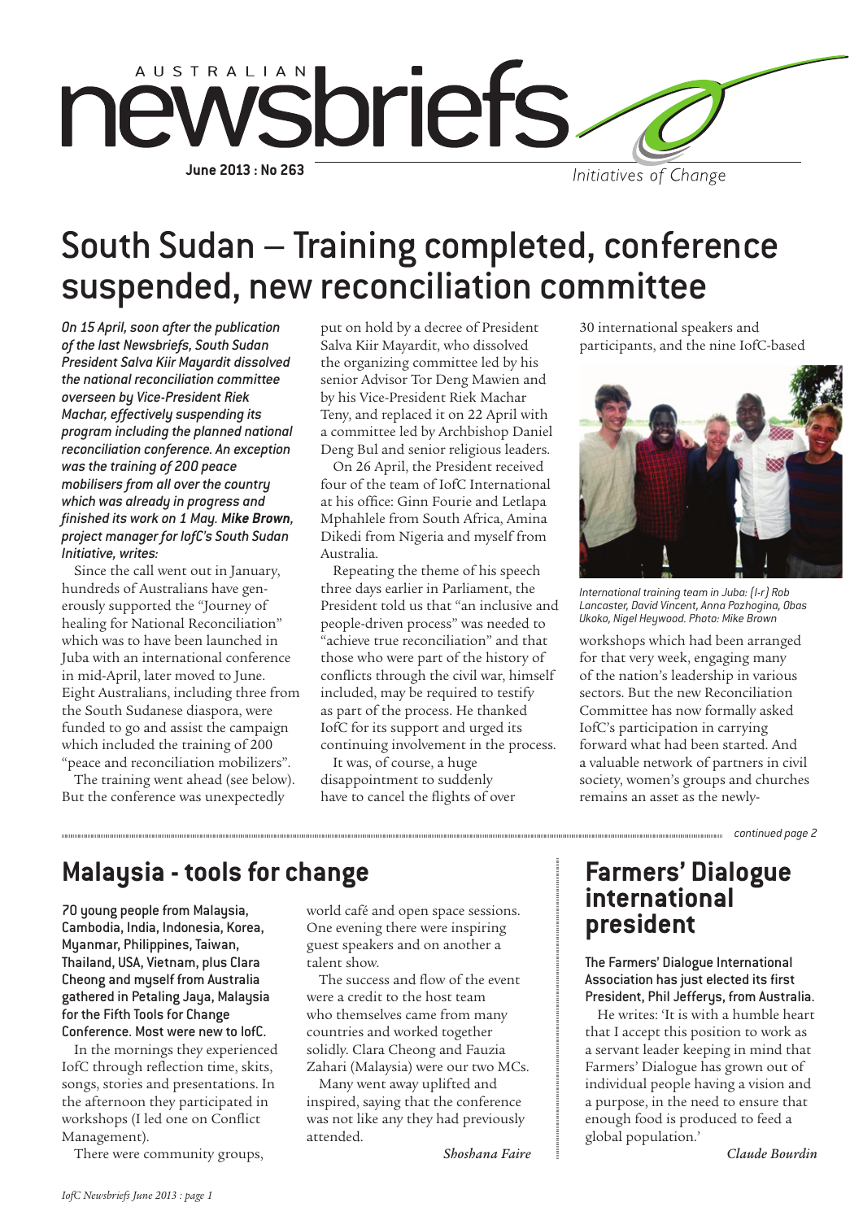# Australian Newsbriefs

**June 2013 : No 263**

*Initiatives of Change*

## South Sudan – Training completed, conference suspended, new reconciliation committee

***On 15 April, soon after the publication of the last Newsbriefs, South Sudan President Salva Kiir Mayardit dissolved the national reconciliation committee overseen by Vice-President Riek Machar, effectively suspending its program including the planned national reconciliation conference. An exception was the training of 200 peace mobilisers from all over the country which was already in progress and finished its work on 1 May. Mike Brown, project manager for IofC's South Sudan Initiative, writes:***

Since the call went out in January, hundreds of Australians have generously supported the "Journey of healing for National Reconciliation" which was to have been launched in Juba with an international conference in mid-April, later moved to June. Eight Australians, including three from the South Sudanese diaspora, were funded to go and assist the campaign which included the training of 200 "peace and reconciliation mobilizers".

The training went ahead (see below). But the conference was unexpectedly put on hold by a decree of President Salva Kiir Mayardit, who dissolved the organizing committee led by his senior Advisor Tor Deng Mawien and by his Vice-President Riek Machar Teny, and replaced it on 22 April with a committee led by Archbishop Daniel Deng Bul and senior religious leaders.

On 26 April, the President received four of the team of IofC International at his office: Ginn Fourie and Letlapa Mphahlele from South Africa, Amina Dikedi from Nigeria and myself from Australia.

Repeating the theme of his speech three days earlier in Parliament, the President told us that "an inclusive and people-driven process" was needed to "achieve true reconciliation" and that those who were part of the history of conflicts through the civil war, himself included, may be required to testify as part of the process. He thanked IofC for its support and urged its continuing involvement in the process.

It was, of course, a huge disappointment to suddenly have to cancel the flights of over 30 international speakers and participants, and the nine IofC-based workshops which had been arranged for that very week, engaging many of the nation's leadership in various sectors. But the new Reconciliation Committee has now formally asked IofC's participation in carrying forward what had been started. And a valuable network of partners in civil society, women's groups and churches remains an asset as the newly-

*International training team in Juba: (l-r) Rob Lancaster, David Vincent, Anna Pozhogina, Obas Ukoko, Nigel Heywood. Photo: Mike Brown*

*continued page 2*

## Malaysia - tools for change

**70 young people from Malaysia, Cambodia, India, Indonesia, Korea, Myanmar, Philippines, Taiwan, Thailand, USA, Vietnam, plus Clara Cheong and myself from Australia gathered in Petaling Jaya, Malaysia for the Fifth Tools for Change Conference. Most were new to IofC.**

In the mornings they experienced IofC through reflection time, skits, songs, stories and presentations. In the afternoon they participated in workshops (I led one on Conflict Management).

There were community groups, world café and open space sessions. One evening there were inspiring guest speakers and on another a talent show.

The success and flow of the event were a credit to the host team who themselves came from many countries and worked together solidly. Clara Cheong and Fauzia Zahari (Malaysia) were our two MCs.

Many went away uplifted and inspired, saying that the conference was not like any they had previously attended.

*Shoshana Faire*

## Farmers' Dialogue international president

**The Farmers' Dialogue International Association has just elected its first President, Phil Jefferys, from Australia.**

He writes: 'It is with a humble heart that I accept this position to work as a servant leader keeping in mind that Farmers' Dialogue has grown out of individual people having a vision and a purpose, in the need to ensure that enough food is produced to feed a global population.'

*Claude Bourdin*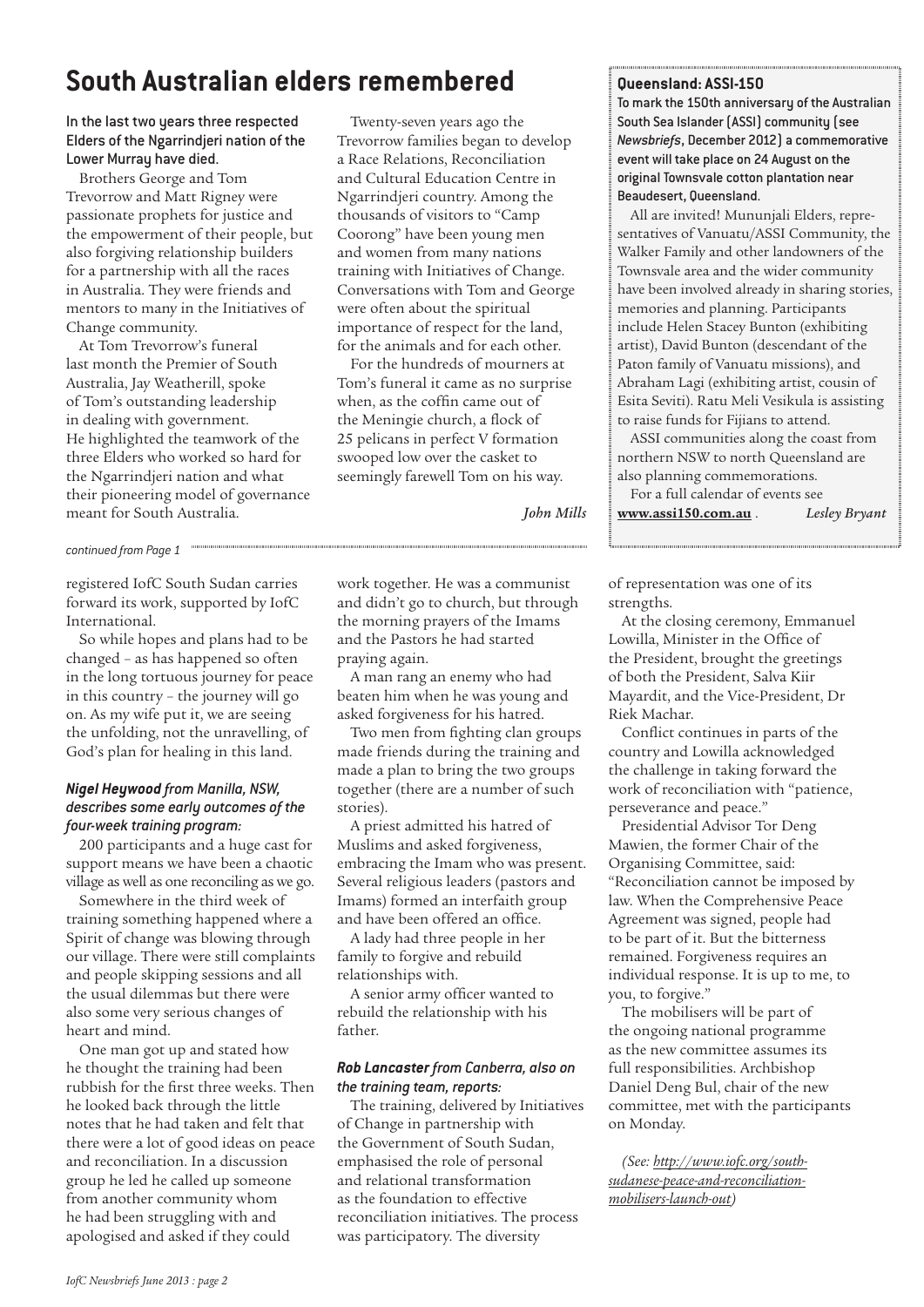# South Australian elders remembered

**In the last two years three respected Elders of the Ngarrindjeri nation of the Lower Murray have died.**

Brothers George and Tom Trevorrow and Matt Rigney were passionate prophets for justice and the empowerment of their people, but also forgiving relationship builders for a partnership with all the races in Australia. They were friends and mentors to many in the Initiatives of Change community.

At Tom Trevorrow's funeral last month the Premier of South Australia, Jay Weatherill, spoke of Tom's outstanding leadership in dealing with government. He highlighted the teamwork of the three Elders who worked so hard for the Ngarrindjeri nation and what their pioneering model of governance meant for South Australia.

Twenty-seven years ago the Trevorrow families began to develop a Race Relations, Reconciliation and Cultural Education Centre in Ngarrindjeri country. Among the thousands of visitors to "Camp Coorong" have been young men and women from many nations training with Initiatives of Change. Conversations with Tom and George were often about the spiritual importance of respect for the land, for the animals and for each other.

For the hundreds of mourners at Tom's funeral it came as no surprise when, as the coffin came out of the Meningie church, a flock of 25 pelicans in perfect V formation swooped low over the casket to seemingly farewell Tom on his way.

*John Mills*

### Queensland: ASSI-150

**To mark the 150th anniversary of the Australian South Sea Islander (ASSI) community (see *Newsbriefs*, December 2012) a commemorative event will take place on 24 August on the original Townsvale cotton plantation near Beaudesert, Queensland.**

All are invited! Mununjali Elders, representatives of Vanuatu/ASSI Community, the Walker Family and other landowners of the Townsvale area and the wider community have been involved already in sharing stories, memories and planning. Participants include Helen Stacey Bunton (exhibiting artist), David Bunton (descendant of the Paton family of Vanuatu missions), and Abraham Lagi (exhibiting artist, cousin of Esita Seviti). Ratu Meli Vesikula is assisting to raise funds for Fijians to attend.

ASSI communities along the coast from northern NSW to north Queensland are also planning commemorations.

For a full calendar of events see **www.assi150.com.au** . *Lesley Bryant*

*continued from Page 1*

registered IofC South Sudan carries forward its work, supported by IofC International.

So while hopes and plans had to be changed – as has happened so often in the long tortuous journey for peace in this country – the journey will go on. As my wife put it, we are seeing the unfolding, not the unravelling, of God's plan for healing in this land.

***Nigel Heywood** from Manilla, NSW, describes some early outcomes of the four-week training program:*

200 participants and a huge cast for support means we have been a chaotic village as well as one reconciling as we go.

Somewhere in the third week of training something happened where a Spirit of change was blowing through our village. There were still complaints and people skipping sessions and all the usual dilemmas but there were also some very serious changes of heart and mind.

One man got up and stated how he thought the training had been rubbish for the first three weeks. Then he looked back through the little notes that he had taken and felt that there were a lot of good ideas on peace and reconciliation. In a discussion group he led he called up someone from another community whom he had been struggling with and apologised and asked if they could work together. He was a communist and didn't go to church, but through the morning prayers of the Imams and the Pastors he had started praying again.

A man rang an enemy who had beaten him when he was young and asked forgiveness for his hatred.

Two men from fighting clan groups made friends during the training and made a plan to bring the two groups together (there are a number of such stories).

A priest admitted his hatred of Muslims and asked forgiveness, embracing the Imam who was present. Several religious leaders (pastors and Imams) formed an interfaith group and have been offered an office.

A lady had three people in her family to forgive and rebuild relationships with.

A senior army officer wanted to rebuild the relationship with his father.

***Rob Lancaster** from Canberra, also on the training team, reports:*

The training, delivered by Initiatives of Change in partnership with the Government of South Sudan, emphasised the role of personal and relational transformation as the foundation to effective reconciliation initiatives. The process was participatory. The diversity of representation was one of its strengths.

At the closing ceremony, Emmanuel Lowilla, Minister in the Office of the President, brought the greetings of both the President, Salva Kiir Mayardit, and the Vice-President, Dr Riek Machar.

Conflict continues in parts of the country and Lowilla acknowledged the challenge in taking forward the work of reconciliation with "patience, perseverance and peace."

Presidential Advisor Tor Deng Mawien, the former Chair of the Organising Committee, said: "Reconciliation cannot be imposed by law. When the Comprehensive Peace Agreement was signed, people had to be part of it. But the bitterness remained. Forgiveness requires an individual response. It is up to me, to you, to forgive."

The mobilisers will be part of the ongoing national programme as the new committee assumes its full responsibilities. Archbishop Daniel Deng Bul, chair of the new committee, met with the participants on Monday.

*(See: http://www.iofc.org/south-sudanese-peace-and-reconciliation-mobilisers-launch-out)*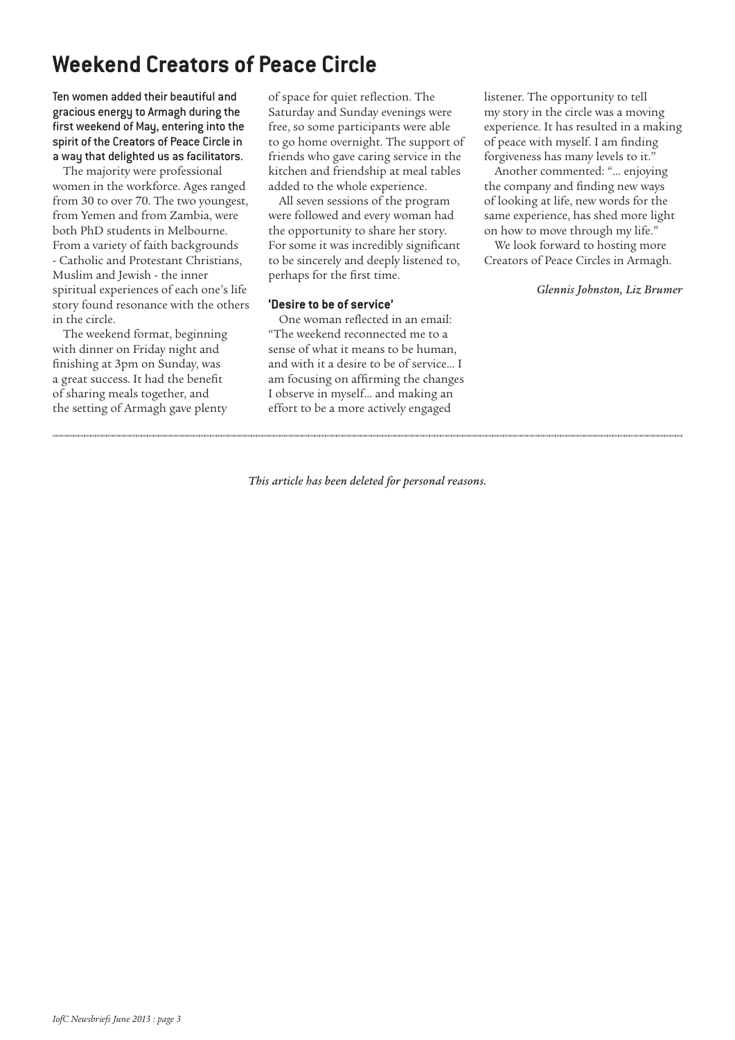# Weekend Creators of Peace Circle

**Ten women added their beautiful and gracious energy to Armagh during the first weekend of May, entering into the spirit of the Creators of Peace Circle in a way that delighted us as facilitators.**

The majority were professional women in the workforce. Ages ranged from 30 to over 70. The two youngest, from Yemen and from Zambia, were both PhD students in Melbourne. From a variety of faith backgrounds - Catholic and Protestant Christians, Muslim and Jewish - the inner spiritual experiences of each one's life story found resonance with the others in the circle.

The weekend format, beginning with dinner on Friday night and finishing at 3pm on Sunday, was a great success. It had the benefit of sharing meals together, and the setting of Armagh gave plenty of space for quiet reflection. The Saturday and Sunday evenings were free, so some participants were able to go home overnight. The support of friends who gave caring service in the kitchen and friendship at meal tables added to the whole experience.

All seven sessions of the program were followed and every woman had the opportunity to share her story. For some it was incredibly significant to be sincerely and deeply listened to, perhaps for the first time.

## 'Desire to be of service'

One woman reflected in an email: "The weekend reconnected me to a sense of what it means to be human, and with it a desire to be of service... I am focusing on affirming the changes I observe in myself... and making an effort to be a more actively engaged listener. The opportunity to tell my story in the circle was a moving experience. It has resulted in a making of peace with myself. I am finding forgiveness has many levels to it."

Another commented: "... enjoying the company and finding new ways of looking at life, new words for the same experience, has shed more light on how to move through my life."

We look forward to hosting more Creators of Peace Circles in Armagh.

*Glennis Johnston, Liz Brumer*

---

*This article has been deleted for personal reasons.*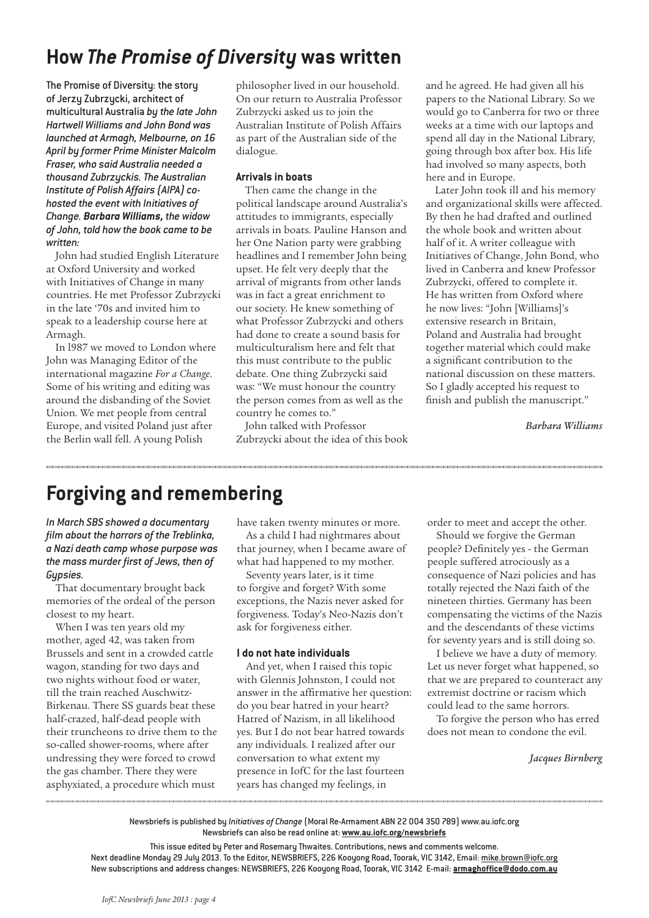# How *The Promise of Diversity* was written

**The Promise of Diversity: the story of Jerzy Zubrzycki, architect of multicultural Australia** *by the late John Hartwell Williams and John Bond was launched at Armagh, Melbourne, on 16 April by former Prime Minister Malcolm Fraser, who said Australia needed a thousand Zubrzyckis. The Australian Institute of Polish Affairs (AIPA) co-hosted the event with Initiatives of Change.* ***Barbara Williams,*** *the widow of John, told how the book came to be written:*

John had studied English Literature at Oxford University and worked with Initiatives of Change in many countries. He met Professor Zubrzycki in the late '70s and invited him to speak to a leadership course here at Armagh.

In l987 we moved to London where John was Managing Editor of the international magazine *For a Change*. Some of his writing and editing was around the disbanding of the Soviet Union. We met people from central Europe, and visited Poland just after the Berlin wall fell. A young Polish philosopher lived in our household. On our return to Australia Professor Zubrzycki asked us to join the Australian Institute of Polish Affairs as part of the Australian side of the dialogue.

### Arrivals in boats

Then came the change in the political landscape around Australia's attitudes to immigrants, especially arrivals in boats. Pauline Hanson and her One Nation party were grabbing headlines and I remember John being upset. He felt very deeply that the arrival of migrants from other lands was in fact a great enrichment to our society. He knew something of what Professor Zubrzycki and others had done to create a sound basis for multiculturalism here and felt that this must contribute to the public debate. One thing Zubrzycki said was: "We must honour the country the person comes from as well as the country he comes to."

John talked with Professor Zubrzycki about the idea of this book and he agreed. He had given all his papers to the National Library. So we would go to Canberra for two or three weeks at a time with our laptops and spend all day in the National Library, going through box after box. His life had involved so many aspects, both here and in Europe.

Later John took ill and his memory and organizational skills were affected. By then he had drafted and outlined the whole book and written about half of it. A writer colleague with Initiatives of Change, John Bond, who lived in Canberra and knew Professor Zubrzycki, offered to complete it. He has written from Oxford where he now lives: "John [Williams]'s extensive research in Britain, Poland and Australia had brought together material which could make a significant contribution to the national discussion on these matters. So I gladly accepted his request to finish and publish the manuscript."

*Barbara Williams*

# Forgiving and remembering

*In March SBS showed a documentary film about the horrors of the Treblinka, a Nazi death camp whose purpose was the mass murder first of Jews, then of Gypsies.*

That documentary brought back memories of the ordeal of the person closest to my heart.

When I was ten years old my mother, aged 42, was taken from Brussels and sent in a crowded cattle wagon, standing for two days and two nights without food or water, till the train reached Auschwitz-Birkenau. There SS guards beat these half-crazed, half-dead people with their truncheons to drive them to the so-called shower-rooms, where after undressing they were forced to crowd the gas chamber. There they were asphyxiated, a procedure which must have taken twenty minutes or more.

As a child I had nightmares about that journey, when I became aware of what had happened to my mother.

Seventy years later, is it time to forgive and forget? With some exceptions, the Nazis never asked for forgiveness. Today's Neo-Nazis don't ask for forgiveness either.

### I do not hate individuals

And yet, when I raised this topic with Glennis Johnston, I could not answer in the affirmative her question: do you bear hatred in your heart? Hatred of Nazism, in all likelihood yes. But I do not bear hatred towards any individuals. I realized after our conversation to what extent my presence in IofC for the last fourteen years has changed my feelings, in order to meet and accept the other.

Should we forgive the German people? Definitely yes - the German people suffered atrociously as a consequence of Nazi policies and has totally rejected the Nazi faith of the nineteen thirties. Germany has been compensating the victims of the Nazis and the descendants of these victims for seventy years and is still doing so.

I believe we have a duty of memory. Let us never forget what happened, so that we are prepared to counteract any extremist doctrine or racism which could lead to the same horrors.

To forgive the person who has erred does not mean to condone the evil.

*Jacques Birnberg*

Newsbriefs is published by *Initiatives of Change* (Moral Re-Armament ABN 22 004 350 789) www.au.iofc.org
Newsbriefs can also be read online at: **www.au.iofc.org/newsbriefs**

This issue edited by Peter and Rosemary Thwaites. Contributions, news and comments welcome.
Next deadline Monday 29 July 2013. To the Editor, NEWSBRIEFS, 226 Kooyong Road, Toorak, VIC 3142, Email: mike.brown@iofc.org
New subscriptions and address changes: NEWSBRIEFS, 226 Kooyong Road, Toorak, VIC 3142 E-mail: **armaghoffice@dodo.com.au**